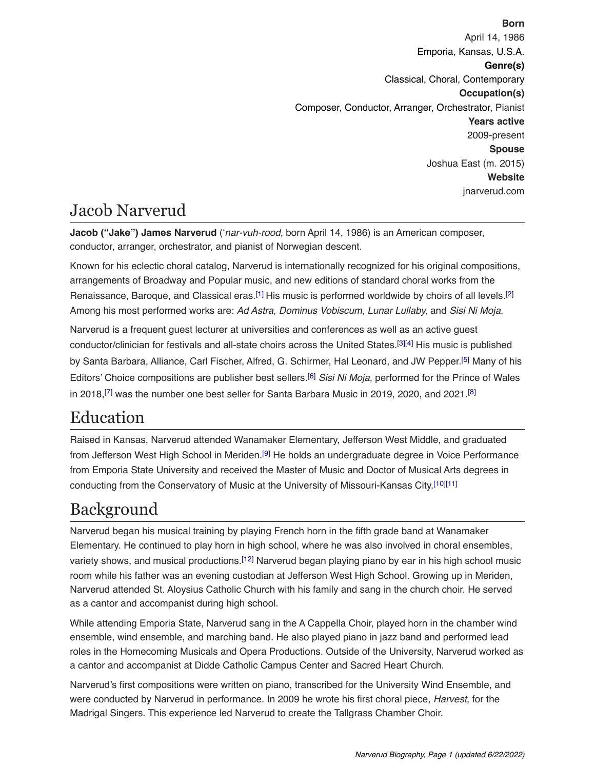**Born**
April 14, 1986
Emporia, Kansas, U.S.A.
**Genre(s)**
Classical, Choral, Contemporary
**Occupation(s)**
Composer, Conductor, Arranger, Orchestrator, Pianist
**Years active**
2009-present
**Spouse**
Joshua East (m. 2015)
**Website**
jnarverud.com

# Jacob Narverud

**Jacob ("Jake") James Narverud** ('*nar-vuh-rood*, born April 14, 1986) is an American composer, conductor, arranger, orchestrator, and pianist of Norwegian descent.

Known for his eclectic choral catalog, Narverud is internationally recognized for his original compositions, arrangements of Broadway and Popular music, and new editions of standard choral works from the Renaissance, Baroque, and Classical eras.[1] His music is performed worldwide by choirs of all levels.[2] Among his most performed works are: *Ad Astra, Dominus Vobiscum, Lunar Lullaby,* and *Sisi Ni Moja*.

Narverud is a frequent guest lecturer at universities and conferences as well as an active guest conductor/clinician for festivals and all-state choirs across the United States.[3][4] His music is published by Santa Barbara, Alliance, Carl Fischer, Alfred, G. Schirmer, Hal Leonard, and JW Pepper.[5] Many of his Editors' Choice compositions are publisher best sellers.[6] *Sisi Ni Moja*, performed for the Prince of Wales in 2018,[7] was the number one best seller for Santa Barbara Music in 2019, 2020, and 2021.[8]

## Education

Raised in Kansas, Narverud attended Wanamaker Elementary, Jefferson West Middle, and graduated from Jefferson West High School in Meriden.[9] He holds an undergraduate degree in Voice Performance from Emporia State University and received the Master of Music and Doctor of Musical Arts degrees in conducting from the Conservatory of Music at the University of Missouri-Kansas City.[10][11]

## Background

Narverud began his musical training by playing French horn in the fifth grade band at Wanamaker Elementary. He continued to play horn in high school, where he was also involved in choral ensembles, variety shows, and musical productions.[12] Narverud began playing piano by ear in his high school music room while his father was an evening custodian at Jefferson West High School. Growing up in Meriden, Narverud attended St. Aloysius Catholic Church with his family and sang in the church choir. He served as a cantor and accompanist during high school.

While attending Emporia State, Narverud sang in the A Cappella Choir, played horn in the chamber wind ensemble, wind ensemble, and marching band. He also played piano in jazz band and performed lead roles in the Homecoming Musicals and Opera Productions. Outside of the University, Narverud worked as a cantor and accompanist at Didde Catholic Campus Center and Sacred Heart Church.

Narverud's first compositions were written on piano, transcribed for the University Wind Ensemble, and were conducted by Narverud in performance. In 2009 he wrote his first choral piece, *Harvest*, for the Madrigal Singers. This experience led Narverud to create the Tallgrass Chamber Choir.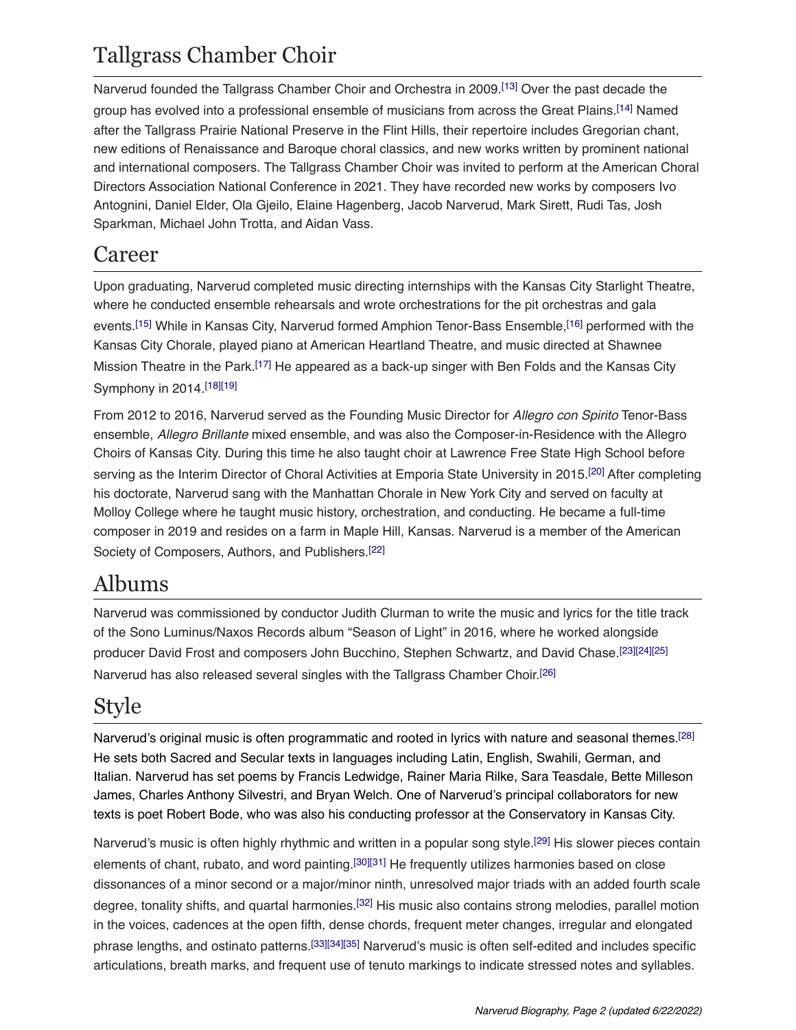## Tallgrass Chamber Choir

Narverud founded the Tallgrass Chamber Choir and Orchestra in 2009.[13] Over the past decade the group has evolved into a professional ensemble of musicians from across the Great Plains.[14] Named after the Tallgrass Prairie National Preserve in the Flint Hills, their repertoire includes Gregorian chant, new editions of Renaissance and Baroque choral classics, and new works written by prominent national and international composers. The Tallgrass Chamber Choir was invited to perform at the American Choral Directors Association National Conference in 2021. They have recorded new works by composers Ivo Antognini, Daniel Elder, Ola Gjeilo, Elaine Hagenberg, Jacob Narverud, Mark Sirett, Rudi Tas, Josh Sparkman, Michael John Trotta, and Aidan Vass.

## Career

Upon graduating, Narverud completed music directing internships with the Kansas City Starlight Theatre, where he conducted ensemble rehearsals and wrote orchestrations for the pit orchestras and gala events.[15] While in Kansas City, Narverud formed Amphion Tenor-Bass Ensemble,[16] performed with the Kansas City Chorale, played piano at American Heartland Theatre, and music directed at Shawnee Mission Theatre in the Park.[17] He appeared as a back-up singer with Ben Folds and the Kansas City Symphony in 2014.[18][19]

From 2012 to 2016, Narverud served as the Founding Music Director for *Allegro con Spirito* Tenor-Bass ensemble, *Allegro Brillante* mixed ensemble, and was also the Composer-in-Residence with the Allegro Choirs of Kansas City. During this time he also taught choir at Lawrence Free State High School before serving as the Interim Director of Choral Activities at Emporia State University in 2015.[20] After completing his doctorate, Narverud sang with the Manhattan Chorale in New York City and served on faculty at Molloy College where he taught music history, orchestration, and conducting. He became a full-time composer in 2019 and resides on a farm in Maple Hill, Kansas. Narverud is a member of the American Society of Composers, Authors, and Publishers.[22]

## Albums

Narverud was commissioned by conductor Judith Clurman to write the music and lyrics for the title track of the Sono Luminus/Naxos Records album "Season of Light" in 2016, where he worked alongside producer David Frost and composers John Bucchino, Stephen Schwartz, and David Chase.[23][24][25] Narverud has also released several singles with the Tallgrass Chamber Choir.[26]

## Style

Narverud's original music is often programmatic and rooted in lyrics with nature and seasonal themes.[28] He sets both Sacred and Secular texts in languages including Latin, English, Swahili, German, and Italian. Narverud has set poems by Francis Ledwidge, Rainer Maria Rilke, Sara Teasdale, Bette Milleson James, Charles Anthony Silvestri, and Bryan Welch. One of Narverud's principal collaborators for new texts is poet Robert Bode, who was also his conducting professor at the Conservatory in Kansas City.

Narverud's music is often highly rhythmic and written in a popular song style.[29] His slower pieces contain elements of chant, rubato, and word painting.[30][31] He frequently utilizes harmonies based on close dissonances of a minor second or a major/minor ninth, unresolved major triads with an added fourth scale degree, tonality shifts, and quartal harmonies.[32] His music also contains strong melodies, parallel motion in the voices, cadences at the open fifth, dense chords, frequent meter changes, irregular and elongated phrase lengths, and ostinato patterns.[33][34][35] Narverud's music is often self-edited and includes specific articulations, breath marks, and frequent use of tenuto markings to indicate stressed notes and syllables.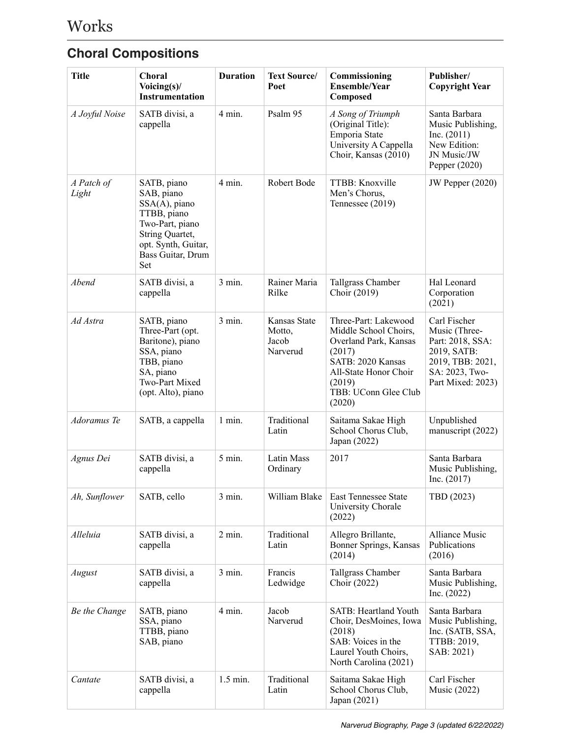# Works

## Choral Compositions

| Title | Choral Voicing(s)/ Instrumentation | Duration | Text Source/ Poet | Commissioning Ensemble/Year Composed | Publisher/ Copyright Year |
|---|---|---|---|---|---|
| *A Joyful Noise* | SATB divisi, a cappella | 4 min. | Psalm 95 | *A Song of Triumph* (Original Title): Emporia State University A Cappella Choir, Kansas (2010) | Santa Barbara Music Publishing, Inc. (2011) New Edition: JN Music/JW Pepper (2020) |
| *A Patch of Light* | SATB, piano SAB, piano SSA(A), piano TTBB, piano Two-Part, piano String Quartet, opt. Synth, Guitar, Bass Guitar, Drum Set | 4 min. | Robert Bode | TTBB: Knoxville Men's Chorus, Tennessee (2019) | JW Pepper (2020) |
| *Abend* | SATB divisi, a cappella | 3 min. | Rainer Maria Rilke | Tallgrass Chamber Choir (2019) | Hal Leonard Corporation (2021) |
| *Ad Astra* | SATB, piano Three-Part (opt. Baritone), piano SSA, piano TBB, piano SA, piano Two-Part Mixed (opt. Alto), piano | 3 min. | Kansas State Motto, Jacob Narverud | Three-Part: Lakewood Middle School Choirs, Overland Park, Kansas (2017) SATB: 2020 Kansas All-State Honor Choir (2019) TBB: UConn Glee Club (2020) | Carl Fischer Music (Three-Part: 2018, SSA: 2019, SATB: 2019, TBB: 2021, SA: 2023, Two-Part Mixed: 2023) |
| *Adoramus Te* | SATB, a cappella | 1 min. | Traditional Latin | Saitama Sakae High School Chorus Club, Japan (2022) | Unpublished manuscript (2022) |
| *Agnus Dei* | SATB divisi, a cappella | 5 min. | Latin Mass Ordinary | 2017 | Santa Barbara Music Publishing, Inc. (2017) |
| *Ah, Sunflower* | SATB, cello | 3 min. | William Blake | East Tennessee State University Chorale (2022) | TBD (2023) |
| *Alleluia* | SATB divisi, a cappella | 2 min. | Traditional Latin | Allegro Brillante, Bonner Springs, Kansas (2014) | Alliance Music Publications (2016) |
| *August* | SATB divisi, a cappella | 3 min. | Francis Ledwidge | Tallgrass Chamber Choir (2022) | Santa Barbara Music Publishing, Inc. (2022) |
| *Be the Change* | SATB, piano SSA, piano TTBB, piano SAB, piano | 4 min. | Jacob Narverud | SATB: Heartland Youth Choir, DesMoines, Iowa (2018) SAB: Voices in the Laurel Youth Choirs, North Carolina (2021) | Santa Barbara Music Publishing, Inc. (SATB, SSA, TTBB: 2019, SAB: 2021) |
| *Cantate* | SATB divisi, a cappella | 1.5 min. | Traditional Latin | Saitama Sakae High School Chorus Club, Japan (2021) | Carl Fischer Music (2022) |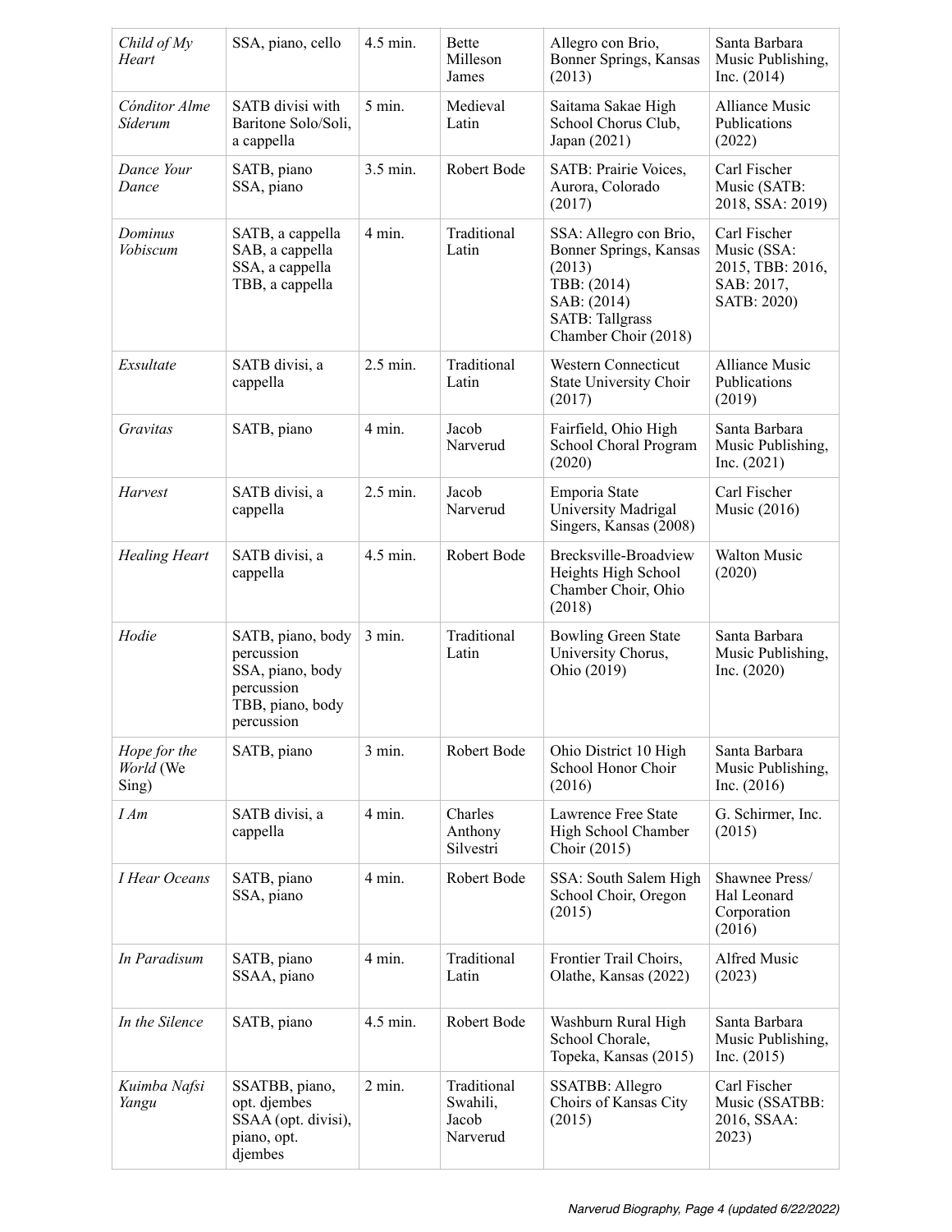| | | | | | |
|---|---|---|---|---|---|
| *Child of My Heart* | SSA, piano, cello | 4.5 min. | Bette Milleson James | Allegro con Brio, Bonner Springs, Kansas (2013) | Santa Barbara Music Publishing, Inc. (2014) |
| *Cónditor Alme Síderum* | SATB divisi with Baritone Solo/Soli, a cappella | 5 min. | Medieval Latin | Saitama Sakae High School Chorus Club, Japan (2021) | Alliance Music Publications (2022) |
| *Dance Your Dance* | SATB, piano<br>SSA, piano | 3.5 min. | Robert Bode | SATB: Prairie Voices, Aurora, Colorado (2017) | Carl Fischer Music (SATB: 2018, SSA: 2019) |
| *Dominus Vobiscum* | SATB, a cappella<br>SAB, a cappella<br>SSA, a cappella<br>TBB, a cappella | 4 min. | Traditional Latin | SSA: Allegro con Brio, Bonner Springs, Kansas (2013)<br>TBB: (2014)<br>SAB: (2014)<br>SATB: Tallgrass Chamber Choir (2018) | Carl Fischer Music (SSA: 2015, TBB: 2016, SAB: 2017, SATB: 2020) |
| *Exsultate* | SATB divisi, a cappella | 2.5 min. | Traditional Latin | Western Connecticut State University Choir (2017) | Alliance Music Publications (2019) |
| *Gravitas* | SATB, piano | 4 min. | Jacob Narverud | Fairfield, Ohio High School Choral Program (2020) | Santa Barbara Music Publishing, Inc. (2021) |
| *Harvest* | SATB divisi, a cappella | 2.5 min. | Jacob Narverud | Emporia State University Madrigal Singers, Kansas (2008) | Carl Fischer Music (2016) |
| *Healing Heart* | SATB divisi, a cappella | 4.5 min. | Robert Bode | Brecksville-Broadview Heights High School Chamber Choir, Ohio (2018) | Walton Music (2020) |
| *Hodie* | SATB, piano, body percussion<br>SSA, piano, body percussion<br>TBB, piano, body percussion | 3 min. | Traditional Latin | Bowling Green State University Chorus, Ohio (2019) | Santa Barbara Music Publishing, Inc. (2020) |
| *Hope for the World* (We Sing) | SATB, piano | 3 min. | Robert Bode | Ohio District 10 High School Honor Choir (2016) | Santa Barbara Music Publishing, Inc. (2016) |
| *I Am* | SATB divisi, a cappella | 4 min. | Charles Anthony Silvestri | Lawrence Free State High School Chamber Choir (2015) | G. Schirmer, Inc. (2015) |
| *I Hear Oceans* | SATB, piano<br>SSA, piano | 4 min. | Robert Bode | SSA: South Salem High School Choir, Oregon (2015) | Shawnee Press/ Hal Leonard Corporation (2016) |
| *In Paradisum* | SATB, piano<br>SSAA, piano | 4 min. | Traditional Latin | Frontier Trail Choirs, Olathe, Kansas (2022) | Alfred Music (2023) |
| *In the Silence* | SATB, piano | 4.5 min. | Robert Bode | Washburn Rural High School Chorale, Topeka, Kansas (2015) | Santa Barbara Music Publishing, Inc. (2015) |
| *Kuimba Nafsi Yangu* | SSATBB, piano, opt. djembes<br>SSAA (opt. divisi), piano, opt. djembes | 2 min. | Traditional Swahili, Jacob Narverud | SSATBB: Allegro Choirs of Kansas City (2015) | Carl Fischer Music (SSATBB: 2016, SSAA: 2023) |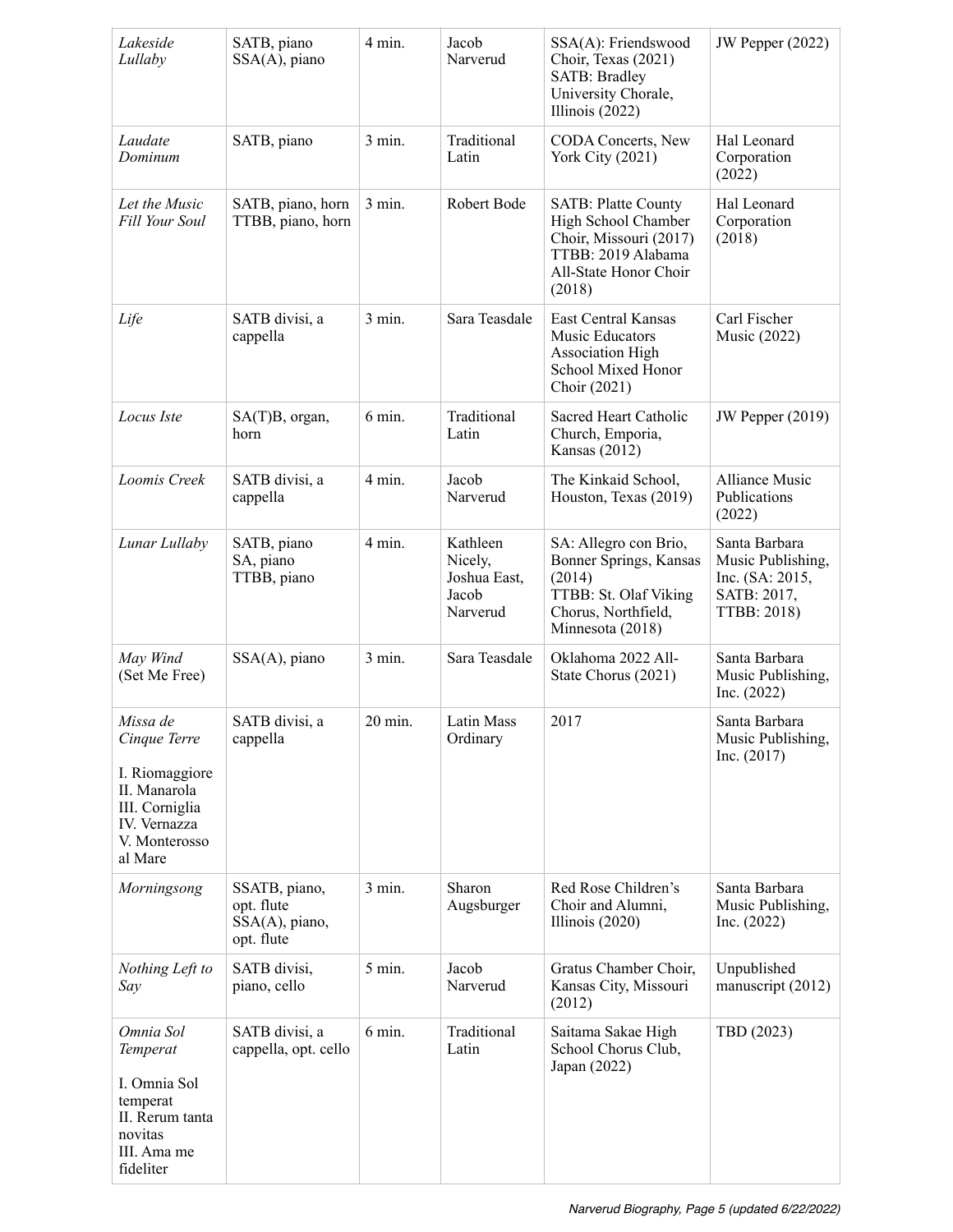| | | | | | |
|---|---|---|---|---|---|
| *Lakeside Lullaby* | SATB, piano<br>SSA(A), piano | 4 min. | Jacob Narverud | SSA(A): Friendswood Choir, Texas (2021)<br>SATB: Bradley University Chorale, Illinois (2022) | JW Pepper (2022) |
| *Laudate Dominum* | SATB, piano | 3 min. | Traditional Latin | CODA Concerts, New York City (2021) | Hal Leonard Corporation (2022) |
| *Let the Music Fill Your Soul* | SATB, piano, horn<br>TTBB, piano, horn | 3 min. | Robert Bode | SATB: Platte County High School Chamber Choir, Missouri (2017)<br>TTBB: 2019 Alabama All-State Honor Choir (2018) | Hal Leonard Corporation (2018) |
| *Life* | SATB divisi, a cappella | 3 min. | Sara Teasdale | East Central Kansas Music Educators Association High School Mixed Honor Choir (2021) | Carl Fischer Music (2022) |
| *Locus Iste* | SA(T)B, organ, horn | 6 min. | Traditional Latin | Sacred Heart Catholic Church, Emporia, Kansas (2012) | JW Pepper (2019) |
| *Loomis Creek* | SATB divisi, a cappella | 4 min. | Jacob Narverud | The Kinkaid School, Houston, Texas (2019) | Alliance Music Publications (2022) |
| *Lunar Lullaby* | SATB, piano<br>SA, piano<br>TTBB, piano | 4 min. | Kathleen Nicely, Joshua East, Jacob Narverud | SA: Allegro con Brio, Bonner Springs, Kansas (2014)<br>TTBB: St. Olaf Viking Chorus, Northfield, Minnesota (2018) | Santa Barbara Music Publishing, Inc. (SA: 2015, SATB: 2017, TTBB: 2018) |
| *May Wind* (Set Me Free) | SSA(A), piano | 3 min. | Sara Teasdale | Oklahoma 2022 All-State Chorus (2021) | Santa Barbara Music Publishing, Inc. (2022) |
| *Missa de Cinque Terre*<br><br>I. Riomaggiore<br>II. Manarola<br>III. Corniglia<br>IV. Vernazza<br>V. Monterosso al Mare | SATB divisi, a cappella | 20 min. | Latin Mass Ordinary | 2017 | Santa Barbara Music Publishing, Inc. (2017) |
| *Morningsong* | SSATB, piano, opt. flute<br>SSA(A), piano, opt. flute | 3 min. | Sharon Augsburger | Red Rose Children's Choir and Alumni, Illinois (2020) | Santa Barbara Music Publishing, Inc. (2022) |
| *Nothing Left to Say* | SATB divisi, piano, cello | 5 min. | Jacob Narverud | Gratus Chamber Choir, Kansas City, Missouri (2012) | Unpublished manuscript (2012) |
| *Omnia Sol Temperat*<br><br>I. Omnia Sol temperat<br>II. Rerum tanta novitas<br>III. Ama me fideliter | SATB divisi, a cappella, opt. cello | 6 min. | Traditional Latin | Saitama Sakae High School Chorus Club, Japan (2022) | TBD (2023) |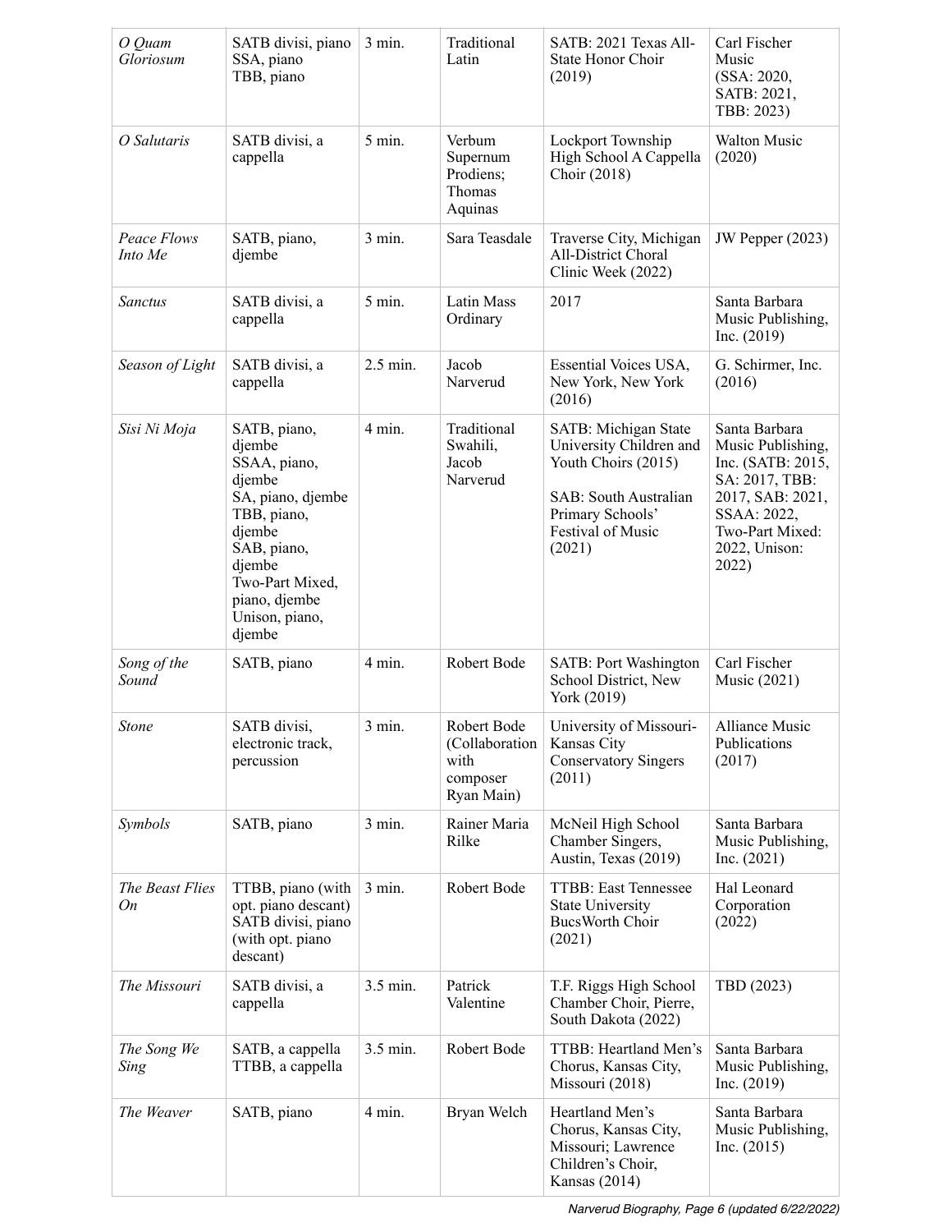| *O Quam Gloriosum* | SATB divisi, piano<br>SSA, piano<br>TBB, piano | 3 min. | Traditional Latin | SATB: 2021 Texas All-State Honor Choir (2019) | Carl Fischer Music<br>(SSA: 2020, SATB: 2021, TBB: 2023) |
|---|---|---|---|---|---|
| *O Salutaris* | SATB divisi, a cappella | 5 min. | Verbum Supernum Prodiens; Thomas Aquinas | Lockport Township High School A Cappella Choir (2018) | Walton Music (2020) |
| *Peace Flows Into Me* | SATB, piano, djembe | 3 min. | Sara Teasdale | Traverse City, Michigan All-District Choral Clinic Week (2022) | JW Pepper (2023) |
| *Sanctus* | SATB divisi, a cappella | 5 min. | Latin Mass Ordinary | 2017 | Santa Barbara Music Publishing, Inc. (2019) |
| *Season of Light* | SATB divisi, a cappella | 2.5 min. | Jacob Narverud | Essential Voices USA, New York, New York (2016) | G. Schirmer, Inc. (2016) |
| *Sisi Ni Moja* | SATB, piano, djembe<br>SSAA, piano, djembe<br>SA, piano, djembe<br>TBB, piano, djembe<br>SAB, piano, djembe<br>Two-Part Mixed, piano, djembe<br>Unison, piano, djembe | 4 min. | Traditional Swahili, Jacob Narverud | SATB: Michigan State University Children and Youth Choirs (2015)<br><br>SAB: South Australian Primary Schools' Festival of Music (2021) | Santa Barbara Music Publishing, Inc. (SATB: 2015, SA: 2017, TBB: 2017, SAB: 2021, SSAA: 2022, Two-Part Mixed: 2022, Unison: 2022) |
| *Song of the Sound* | SATB, piano | 4 min. | Robert Bode | SATB: Port Washington School District, New York (2019) | Carl Fischer Music (2021) |
| *Stone* | SATB divisi, electronic track, percussion | 3 min. | Robert Bode (Collaboration with composer Ryan Main) | University of Missouri-Kansas City Conservatory Singers (2011) | Alliance Music Publications (2017) |
| *Symbols* | SATB, piano | 3 min. | Rainer Maria Rilke | McNeil High School Chamber Singers, Austin, Texas (2019) | Santa Barbara Music Publishing, Inc. (2021) |
| *The Beast Flies On* | TTBB, piano (with opt. piano descant)<br>SATB divisi, piano (with opt. piano descant) | 3 min. | Robert Bode | TTBB: East Tennessee State University BucsWorth Choir (2021) | Hal Leonard Corporation (2022) |
| *The Missouri* | SATB divisi, a cappella | 3.5 min. | Patrick Valentine | T.F. Riggs High School Chamber Choir, Pierre, South Dakota (2022) | TBD (2023) |
| *The Song We Sing* | SATB, a cappella<br>TTBB, a cappella | 3.5 min. | Robert Bode | TTBB: Heartland Men's Chorus, Kansas City, Missouri (2018) | Santa Barbara Music Publishing, Inc. (2019) |
| *The Weaver* | SATB, piano | 4 min. | Bryan Welch | Heartland Men's Chorus, Kansas City, Missouri; Lawrence Children's Choir, Kansas (2014) | Santa Barbara Music Publishing, Inc. (2015) |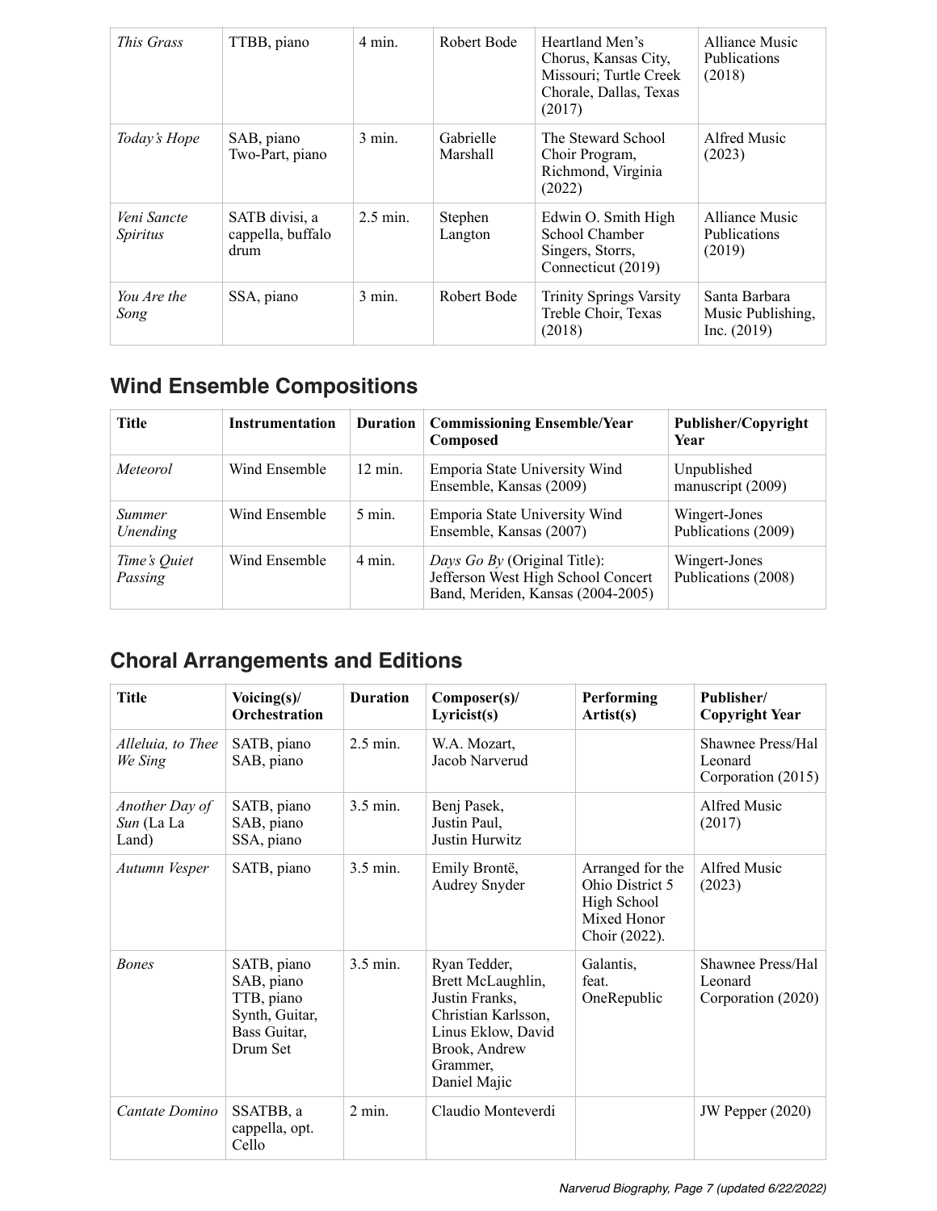| *This Grass* | TTBB, piano | 4 min. | Robert Bode | Heartland Men's Chorus, Kansas City, Missouri; Turtle Creek Chorale, Dallas, Texas (2017) | Alliance Music Publications (2018) |
|---|---|---|---|---|---|
| *Today's Hope* | SAB, piano<br>Two-Part, piano | 3 min. | Gabrielle Marshall | The Steward School Choir Program, Richmond, Virginia (2022) | Alfred Music (2023) |
| *Veni Sancte Spiritus* | SATB divisi, a cappella, buffalo drum | 2.5 min. | Stephen Langton | Edwin O. Smith High School Chamber Singers, Storrs, Connecticut (2019) | Alliance Music Publications (2019) |
| *You Are the Song* | SSA, piano | 3 min. | Robert Bode | Trinity Springs Varsity Treble Choir, Texas (2018) | Santa Barbara Music Publishing, Inc. (2019) |

## Wind Ensemble Compositions

| Title | Instrumentation | Duration | Commissioning Ensemble/Year Composed | Publisher/Copyright Year |
|---|---|---|---|---|
| *Meteorol* | Wind Ensemble | 12 min. | Emporia State University Wind Ensemble, Kansas (2009) | Unpublished manuscript (2009) |
| *Summer Unending* | Wind Ensemble | 5 min. | Emporia State University Wind Ensemble, Kansas (2007) | Wingert-Jones Publications (2009) |
| *Time's Quiet Passing* | Wind Ensemble | 4 min. | *Days Go By* (Original Title): Jefferson West High School Concert Band, Meriden, Kansas (2004-2005) | Wingert-Jones Publications (2008) |

## Choral Arrangements and Editions

| Title | Voicing(s)/ Orchestration | Duration | Composer(s)/ Lyricist(s) | Performing Artist(s) | Publisher/ Copyright Year |
|---|---|---|---|---|---|
| *Alleluia, to Thee We Sing* | SATB, piano<br>SAB, piano | 2.5 min. | W.A. Mozart,<br>Jacob Narverud | | Shawnee Press/Hal Leonard Corporation (2015) |
| *Another Day of Sun* (La La Land) | SATB, piano<br>SAB, piano<br>SSA, piano | 3.5 min. | Benj Pasek,<br>Justin Paul,<br>Justin Hurwitz | | Alfred Music (2017) |
| *Autumn Vesper* | SATB, piano | 3.5 min. | Emily Brontë,<br>Audrey Snyder | Arranged for the Ohio District 5 High School Mixed Honor Choir (2022). | Alfred Music (2023) |
| *Bones* | SATB, piano<br>SAB, piano<br>TTB, piano<br>Synth, Guitar, Bass Guitar, Drum Set | 3.5 min. | Ryan Tedder,<br>Brett McLaughlin,<br>Justin Franks,<br>Christian Karlsson,<br>Linus Eklow, David Brook, Andrew Grammer,<br>Daniel Majic | Galantis, feat. OneRepublic | Shawnee Press/Hal Leonard Corporation (2020) |
| *Cantate Domino* | SSATBB, a cappella, opt. Cello | 2 min. | Claudio Monteverdi | | JW Pepper (2020) |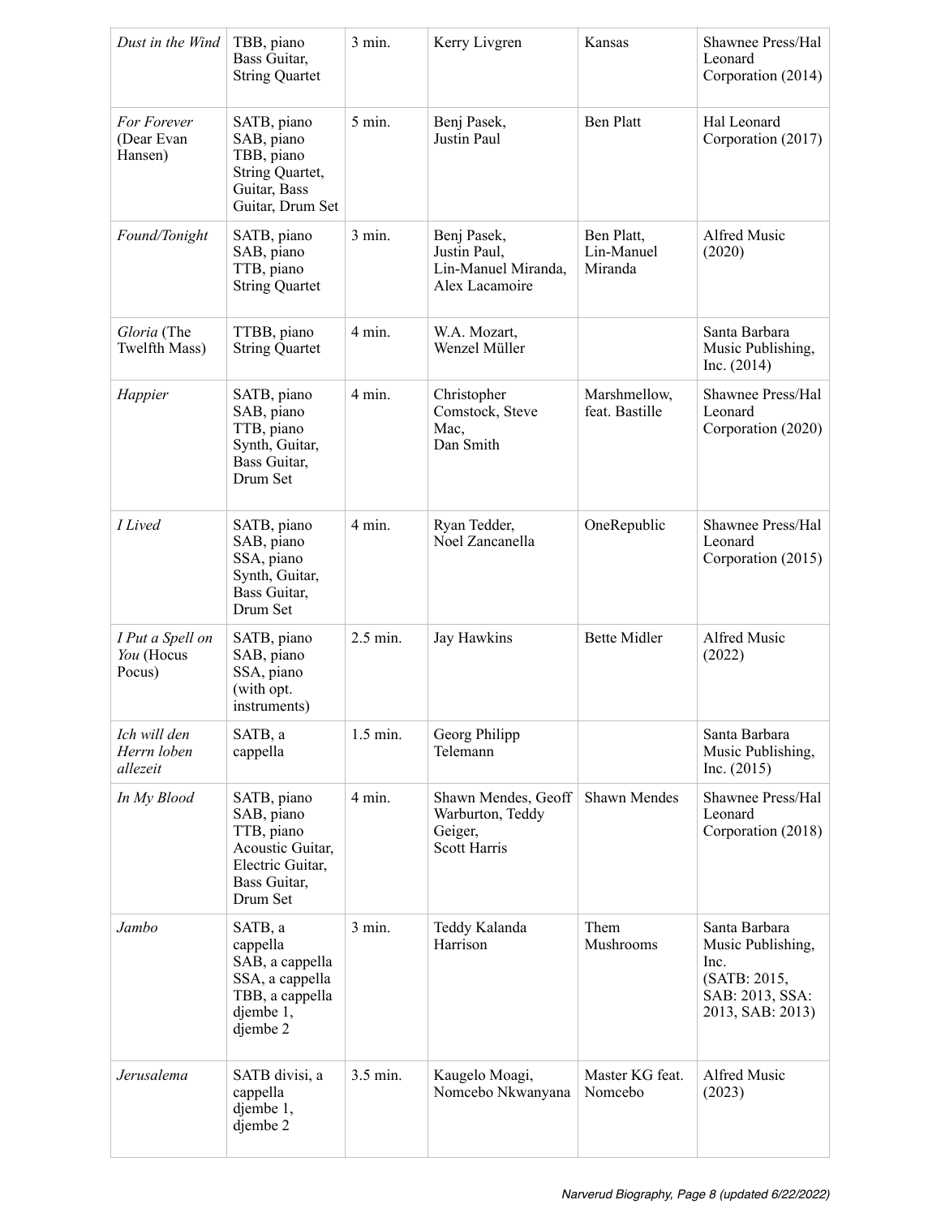| *Dust in the Wind* | TBB, piano Bass Guitar, String Quartet | 3 min. | Kerry Livgren | Kansas | Shawnee Press/Hal Leonard Corporation (2014) |
|---|---|---|---|---|---|
| *For Forever* (Dear Evan Hansen) | SATB, piano SAB, piano TBB, piano String Quartet, Guitar, Bass Guitar, Drum Set | 5 min. | Benj Pasek, Justin Paul | Ben Platt | Hal Leonard Corporation (2017) |
| *Found/Tonight* | SATB, piano SAB, piano TTB, piano String Quartet | 3 min. | Benj Pasek, Justin Paul, Lin-Manuel Miranda, Alex Lacamoire | Ben Platt, Lin-Manuel Miranda | Alfred Music (2020) |
| *Gloria* (The Twelfth Mass) | TTBB, piano String Quartet | 4 min. | W.A. Mozart, Wenzel Müller | | Santa Barbara Music Publishing, Inc. (2014) |
| *Happier* | SATB, piano SAB, piano TTB, piano Synth, Guitar, Bass Guitar, Drum Set | 4 min. | Christopher Comstock, Steve Mac, Dan Smith | Marshmellow, feat. Bastille | Shawnee Press/Hal Leonard Corporation (2020) |
| *I Lived* | SATB, piano SAB, piano SSA, piano Synth, Guitar, Bass Guitar, Drum Set | 4 min. | Ryan Tedder, Noel Zancanella | OneRepublic | Shawnee Press/Hal Leonard Corporation (2015) |
| *I Put a Spell on You* (Hocus Pocus) | SATB, piano SAB, piano SSA, piano (with opt. instruments) | 2.5 min. | Jay Hawkins | Bette Midler | Alfred Music (2022) |
| *Ich will den Herrn loben allezeit* | SATB, a cappella | 1.5 min. | Georg Philipp Telemann | | Santa Barbara Music Publishing, Inc. (2015) |
| *In My Blood* | SATB, piano SAB, piano TTB, piano Acoustic Guitar, Electric Guitar, Bass Guitar, Drum Set | 4 min. | Shawn Mendes, Geoff Warburton, Teddy Geiger, Scott Harris | Shawn Mendes | Shawnee Press/Hal Leonard Corporation (2018) |
| *Jambo* | SATB, a cappella SAB, a cappella SSA, a cappella TBB, a cappella djembe 1, djembe 2 | 3 min. | Teddy Kalanda Harrison | Them Mushrooms | Santa Barbara Music Publishing, Inc. (SATB: 2015, SAB: 2013, SSA: 2013, SAB: 2013) |
| *Jerusalema* | SATB divisi, a cappella djembe 1, djembe 2 | 3.5 min. | Kaugelo Moagi, Nomcebo Nkwanyana | Master KG feat. Nomcebo | Alfred Music (2023) |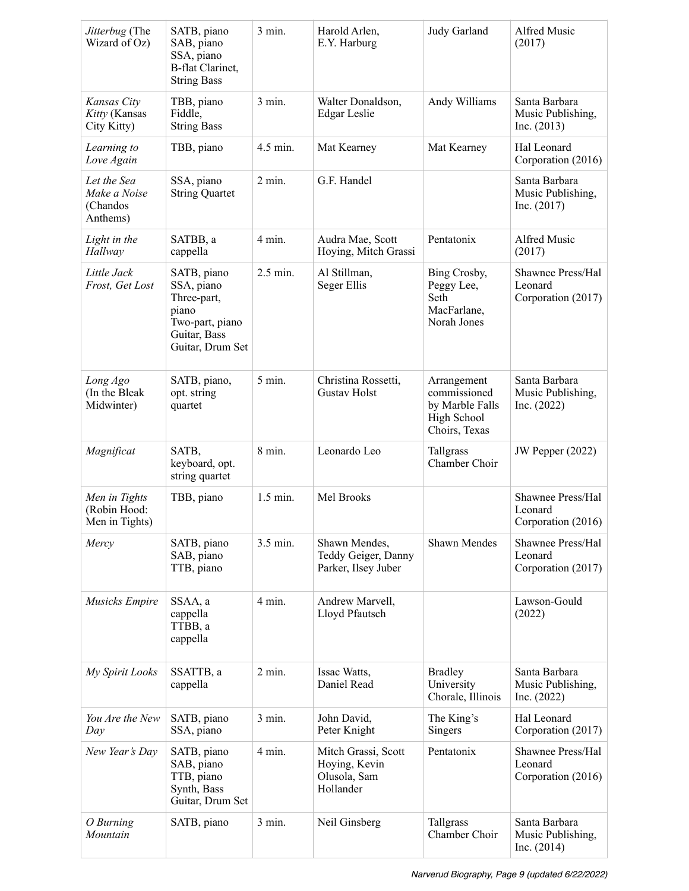| | | | | | |
|---|---|---|---|---|---|
| *Jitterbug* (The Wizard of Oz) | SATB, piano<br>SAB, piano<br>SSA, piano<br>B-flat Clarinet, String Bass | 3 min. | Harold Arlen, E.Y. Harburg | Judy Garland | Alfred Music (2017) |
| *Kansas City Kitty* (Kansas City Kitty) | TBB, piano<br>Fiddle, String Bass | 3 min. | Walter Donaldson, Edgar Leslie | Andy Williams | Santa Barbara Music Publishing, Inc. (2013) |
| *Learning to Love Again* | TBB, piano | 4.5 min. | Mat Kearney | Mat Kearney | Hal Leonard Corporation (2016) |
| *Let the Sea Make a Noise* (Chandos Anthems) | SSA, piano<br>String Quartet | 2 min. | G.F. Handel | | Santa Barbara Music Publishing, Inc. (2017) |
| *Light in the Hallway* | SATBB, a cappella | 4 min. | Audra Mae, Scott Hoying, Mitch Grassi | Pentatonix | Alfred Music (2017) |
| *Little Jack Frost, Get Lost* | SATB, piano<br>SSA, piano<br>Three-part, piano<br>Two-part, piano<br>Guitar, Bass Guitar, Drum Set | 2.5 min. | Al Stillman, Seger Ellis | Bing Crosby, Peggy Lee, Seth MacFarlane, Norah Jones | Shawnee Press/Hal Leonard Corporation (2017) |
| *Long Ago* (In the Bleak Midwinter) | SATB, piano, opt. string quartet | 5 min. | Christina Rossetti, Gustav Holst | Arrangement commissioned by Marble Falls High School Choirs, Texas | Santa Barbara Music Publishing, Inc. (2022) |
| *Magnificat* | SATB, keyboard, opt. string quartet | 8 min. | Leonardo Leo | Tallgrass Chamber Choir | JW Pepper (2022) |
| *Men in Tights* (Robin Hood: Men in Tights) | TBB, piano | 1.5 min. | Mel Brooks | | Shawnee Press/Hal Leonard Corporation (2016) |
| *Mercy* | SATB, piano<br>SAB, piano<br>TTB, piano | 3.5 min. | Shawn Mendes, Teddy Geiger, Danny Parker, Ilsey Juber | Shawn Mendes | Shawnee Press/Hal Leonard Corporation (2017) |
| *Musicks Empire* | SSAA, a cappella<br>TTBB, a cappella | 4 min. | Andrew Marvell, Lloyd Pfautsch | | Lawson-Gould (2022) |
| *My Spirit Looks* | SSATTB, a cappella | 2 min. | Issac Watts, Daniel Read | Bradley University Chorale, Illinois | Santa Barbara Music Publishing, Inc. (2022) |
| *You Are the New Day* | SATB, piano<br>SSA, piano | 3 min. | John David, Peter Knight | The King's Singers | Hal Leonard Corporation (2017) |
| *New Year's Day* | SATB, piano<br>SAB, piano<br>TTB, piano<br>Synth, Bass Guitar, Drum Set | 4 min. | Mitch Grassi, Scott Hoying, Kevin Olusola, Sam Hollander | Pentatonix | Shawnee Press/Hal Leonard Corporation (2016) |
| *O Burning Mountain* | SATB, piano | 3 min. | Neil Ginsberg | Tallgrass Chamber Choir | Santa Barbara Music Publishing, Inc. (2014) |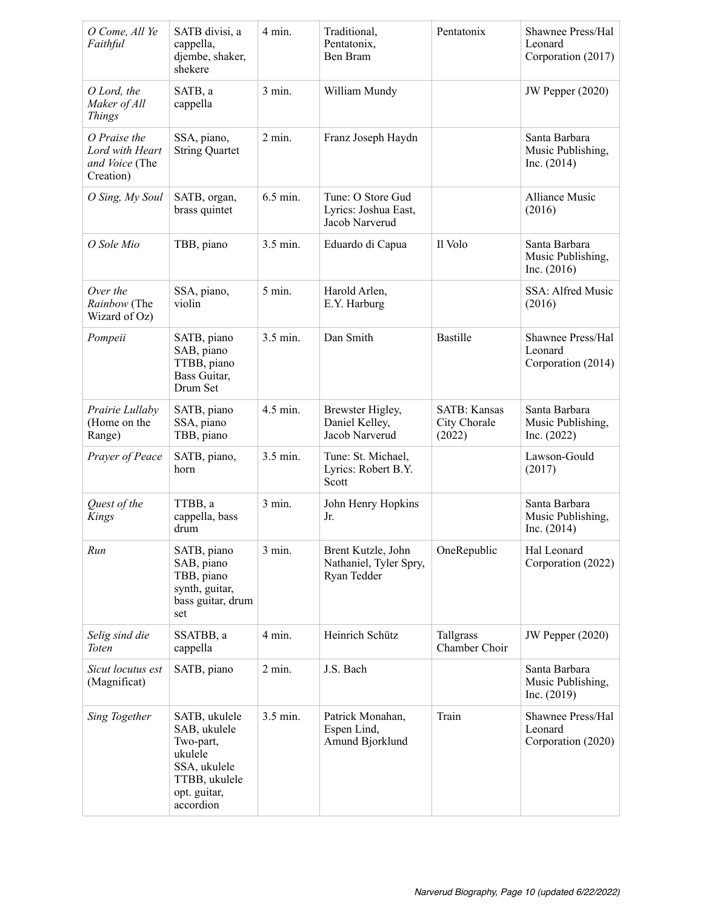| | | | | | |
|---|---|---|---|---|---|
| *O Come, All Ye Faithful* | SATB divisi, a cappella, djembe, shaker, shekere | 4 min. | Traditional, Pentatonix, Ben Bram | Pentatonix | Shawnee Press/Hal Leonard Corporation (2017) |
| *O Lord, the Maker of All Things* | SATB, a cappella | 3 min. | William Mundy | | JW Pepper (2020) |
| *O Praise the Lord with Heart and Voice* (The Creation) | SSA, piano, String Quartet | 2 min. | Franz Joseph Haydn | | Santa Barbara Music Publishing, Inc. (2014) |
| *O Sing, My Soul* | SATB, organ, brass quintet | 6.5 min. | Tune: O Store Gud Lyrics: Joshua East, Jacob Narverud | | Alliance Music (2016) |
| *O Sole Mio* | TBB, piano | 3.5 min. | Eduardo di Capua | Il Volo | Santa Barbara Music Publishing, Inc. (2016) |
| *Over the Rainbow* (The Wizard of Oz) | SSA, piano, violin | 5 min. | Harold Arlen, E.Y. Harburg | | SSA: Alfred Music (2016) |
| *Pompeii* | SATB, piano SAB, piano TTBB, piano Bass Guitar, Drum Set | 3.5 min. | Dan Smith | Bastille | Shawnee Press/Hal Leonard Corporation (2014) |
| *Prairie Lullaby* (Home on the Range) | SATB, piano SSA, piano TBB, piano | 4.5 min. | Brewster Higley, Daniel Kelley, Jacob Narverud | SATB: Kansas City Chorale (2022) | Santa Barbara Music Publishing, Inc. (2022) |
| *Prayer of Peace* | SATB, piano, horn | 3.5 min. | Tune: St. Michael, Lyrics: Robert B.Y. Scott | | Lawson-Gould (2017) |
| *Quest of the Kings* | TTBB, a cappella, bass drum | 3 min. | John Henry Hopkins Jr. | | Santa Barbara Music Publishing, Inc. (2014) |
| *Run* | SATB, piano SAB, piano TBB, piano synth, guitar, bass guitar, drum set | 3 min. | Brent Kutzle, John Nathaniel, Tyler Spry, Ryan Tedder | OneRepublic | Hal Leonard Corporation (2022) |
| *Selig sind die Toten* | SSATBB, a cappella | 4 min. | Heinrich Schütz | Tallgrass Chamber Choir | JW Pepper (2020) |
| *Sicut locutus est* (Magnificat) | SATB, piano | 2 min. | J.S. Bach | | Santa Barbara Music Publishing, Inc. (2019) |
| *Sing Together* | SATB, ukulele SAB, ukulele Two-part, ukulele SSA, ukulele TTBB, ukulele opt. guitar, accordion | 3.5 min. | Patrick Monahan, Espen Lind, Amund Bjorklund | Train | Shawnee Press/Hal Leonard Corporation (2020) |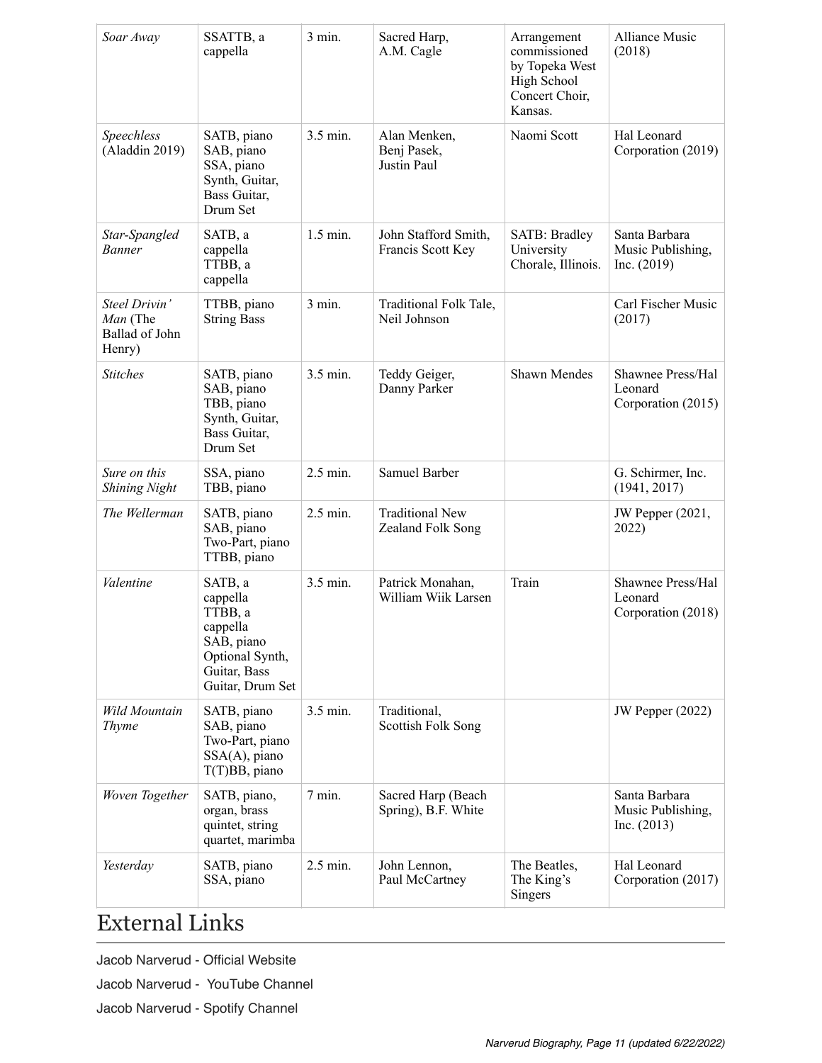| | | | | | |
|---|---|---|---|---|---|
| *Soar Away* | SSATTB, a cappella | 3 min. | Sacred Harp, A.M. Cagle | Arrangement commissioned by Topeka West High School Concert Choir, Kansas. | Alliance Music (2018) |
| *Speechless* (Aladdin 2019) | SATB, piano<br>SAB, piano<br>SSA, piano<br>Synth, Guitar, Bass Guitar, Drum Set | 3.5 min. | Alan Menken, Benj Pasek, Justin Paul | Naomi Scott | Hal Leonard Corporation (2019) |
| *Star-Spangled Banner* | SATB, a cappella<br>TTBB, a cappella | 1.5 min. | John Stafford Smith, Francis Scott Key | SATB: Bradley University Chorale, Illinois. | Santa Barbara Music Publishing, Inc. (2019) |
| *Steel Drivin' Man* (The Ballad of John Henry) | TTBB, piano<br>String Bass | 3 min. | Traditional Folk Tale, Neil Johnson | | Carl Fischer Music (2017) |
| *Stitches* | SATB, piano<br>SAB, piano<br>TBB, piano<br>Synth, Guitar, Bass Guitar, Drum Set | 3.5 min. | Teddy Geiger, Danny Parker | Shawn Mendes | Shawnee Press/Hal Leonard Corporation (2015) |
| *Sure on this Shining Night* | SSA, piano<br>TBB, piano | 2.5 min. | Samuel Barber | | G. Schirmer, Inc. (1941, 2017) |
| *The Wellerman* | SATB, piano<br>SAB, piano<br>Two-Part, piano<br>TTBB, piano | 2.5 min. | Traditional New Zealand Folk Song | | JW Pepper (2021, 2022) |
| *Valentine* | SATB, a cappella<br>TTBB, a cappella<br>SAB, piano<br>Optional Synth, Guitar, Bass Guitar, Drum Set | 3.5 min. | Patrick Monahan, William Wiik Larsen | Train | Shawnee Press/Hal Leonard Corporation (2018) |
| *Wild Mountain Thyme* | SATB, piano<br>SAB, piano<br>Two-Part, piano<br>SSA(A), piano<br>T(T)BB, piano | 3.5 min. | Traditional, Scottish Folk Song | | JW Pepper (2022) |
| *Woven Together* | SATB, piano, organ, brass quintet, string quartet, marimba | 7 min. | Sacred Harp (Beach Spring), B.F. White | | Santa Barbara Music Publishing, Inc. (2013) |
| *Yesterday* | SATB, piano<br>SSA, piano | 2.5 min. | John Lennon, Paul McCartney | The Beatles, The King's Singers | Hal Leonard Corporation (2017) |

# External Links

Jacob Narverud - Official Website

Jacob Narverud - YouTube Channel

Jacob Narverud - Spotify Channel